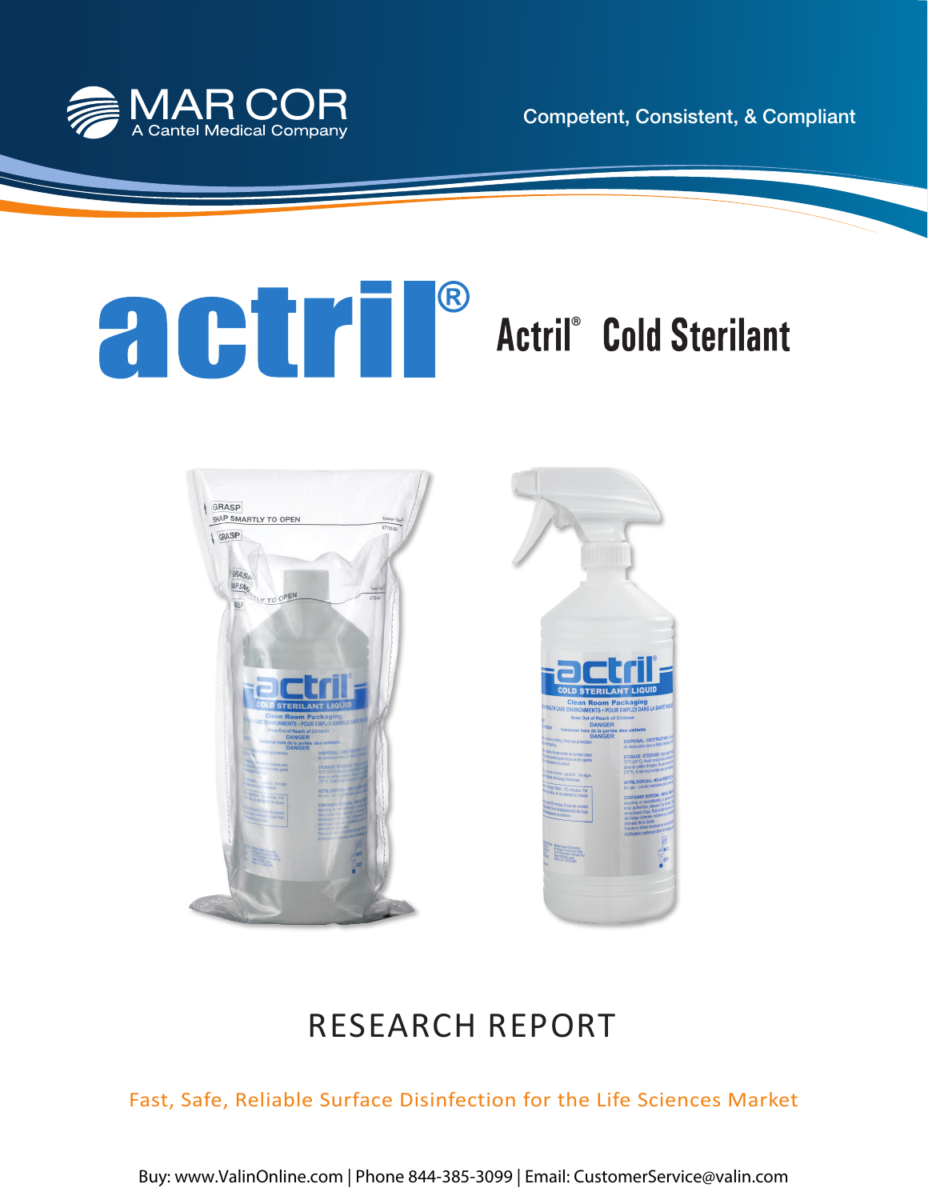MAR COR
A Cantel Medical Company

Competent, Consistent, & Compliant

# actril®

## Actril® Cold Sterilant

# RESEARCH REPORT

Fast, Safe, Reliable Surface Disinfection for the Life Sciences Market

Buy: www.ValinOnline.com | Phone 844-385-3099 | Email: CustomerService@valin.com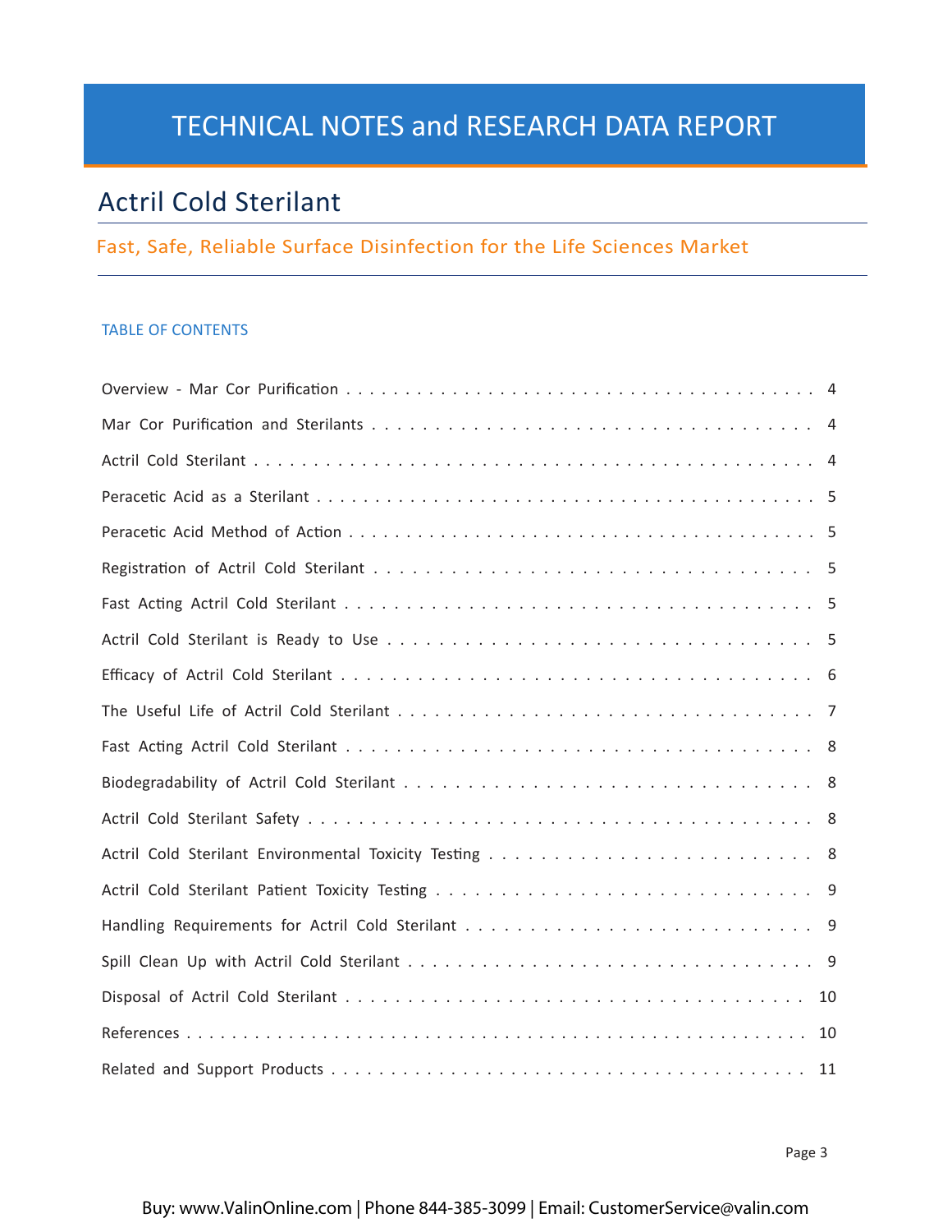# TECHNICAL NOTES and RESEARCH DATA REPORT

## Actril Cold Sterilant

### Fast, Safe, Reliable Surface Disinfection for the Life Sciences Market

TABLE OF CONTENTS

| | |
|---|---|
| Overview - Mar Cor Purification | 4 |
| Mar Cor Purification and Sterilants | 4 |
| Actril Cold Sterilant | 4 |
| Peracetic Acid as a Sterilant | 5 |
| Peracetic Acid Method of Action | 5 |
| Registration of Actril Cold Sterilant | 5 |
| Fast Acting Actril Cold Sterilant | 5 |
| Actril Cold Sterilant is Ready to Use | 5 |
| Efficacy of Actril Cold Sterilant | 6 |
| The Useful Life of Actril Cold Sterilant | 7 |
| Fast Acting Actril Cold Sterilant | 8 |
| Biodegradability of Actril Cold Sterilant | 8 |
| Actril Cold Sterilant Safety | 8 |
| Actril Cold Sterilant Environmental Toxicity Testing | 8 |
| Actril Cold Sterilant Patient Toxicity Testing | 9 |
| Handling Requirements for Actril Cold Sterilant | 9 |
| Spill Clean Up with Actril Cold Sterilant | 9 |
| Disposal of Actril Cold Sterilant | 10 |
| References | 10 |
| Related and Support Products | 11 |

Buy: www.ValinOnline.com | Phone 844-385-3099 | Email: CustomerService@valin.com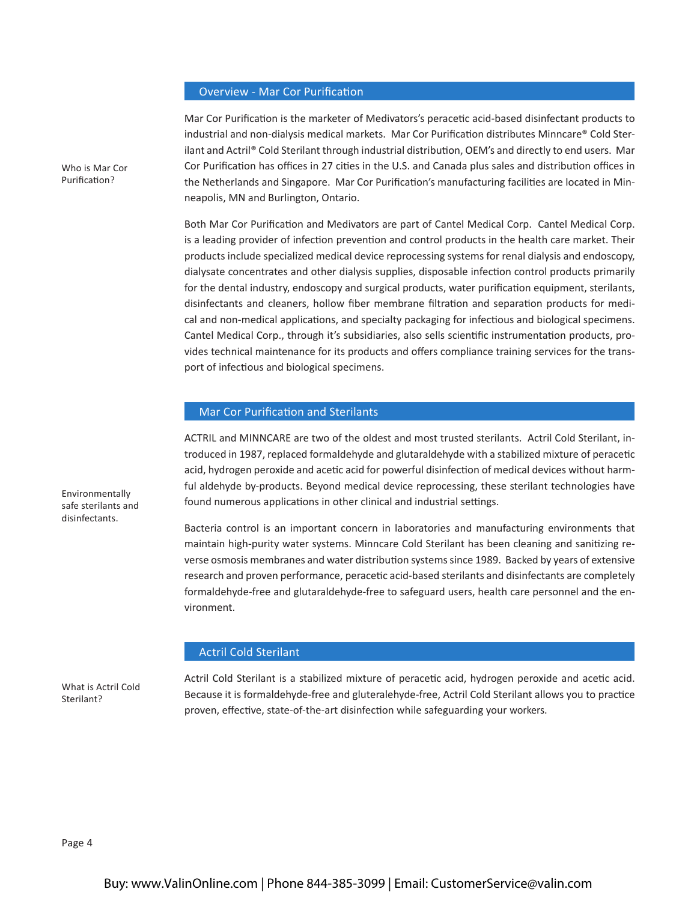## Overview - Mar Cor Purification

Who is Mar Cor Purification?

Mar Cor Purification is the marketer of Medivators's peracetic acid-based disinfectant products to industrial and non-dialysis medical markets. Mar Cor Purification distributes Minncare® Cold Sterilant and Actril® Cold Sterilant through industrial distribution, OEM's and directly to end users. Mar Cor Purification has offices in 27 cities in the U.S. and Canada plus sales and distribution offices in the Netherlands and Singapore. Mar Cor Purification's manufacturing facilities are located in Minneapolis, MN and Burlington, Ontario.

Both Mar Cor Purification and Medivators are part of Cantel Medical Corp. Cantel Medical Corp. is a leading provider of infection prevention and control products in the health care market. Their products include specialized medical device reprocessing systems for renal dialysis and endoscopy, dialysate concentrates and other dialysis supplies, disposable infection control products primarily for the dental industry, endoscopy and surgical products, water purification equipment, sterilants, disinfectants and cleaners, hollow fiber membrane filtration and separation products for medical and non-medical applications, and specialty packaging for infectious and biological specimens. Cantel Medical Corp., through it's subsidiaries, also sells scientific instrumentation products, provides technical maintenance for its products and offers compliance training services for the transport of infectious and biological specimens.

## Mar Cor Purification and Sterilants

Environmentally safe sterilants and disinfectants.

ACTRIL and MINNCARE are two of the oldest and most trusted sterilants. Actril Cold Sterilant, introduced in 1987, replaced formaldehyde and glutaraldehyde with a stabilized mixture of peracetic acid, hydrogen peroxide and acetic acid for powerful disinfection of medical devices without harmful aldehyde by-products. Beyond medical device reprocessing, these sterilant technologies have found numerous applications in other clinical and industrial settings.

Bacteria control is an important concern in laboratories and manufacturing environments that maintain high-purity water systems. Minncare Cold Sterilant has been cleaning and sanitizing reverse osmosis membranes and water distribution systems since 1989. Backed by years of extensive research and proven performance, peracetic acid-based sterilants and disinfectants are completely formaldehyde-free and glutaraldehyde-free to safeguard users, health care personnel and the environment.

## Actril Cold Sterilant

What is Actril Cold Sterilant?

Actril Cold Sterilant is a stabilized mixture of peracetic acid, hydrogen peroxide and acetic acid. Because it is formaldehyde-free and gluteralehyde-free, Actril Cold Sterilant allows you to practice proven, effective, state-of-the-art disinfection while safeguarding your workers.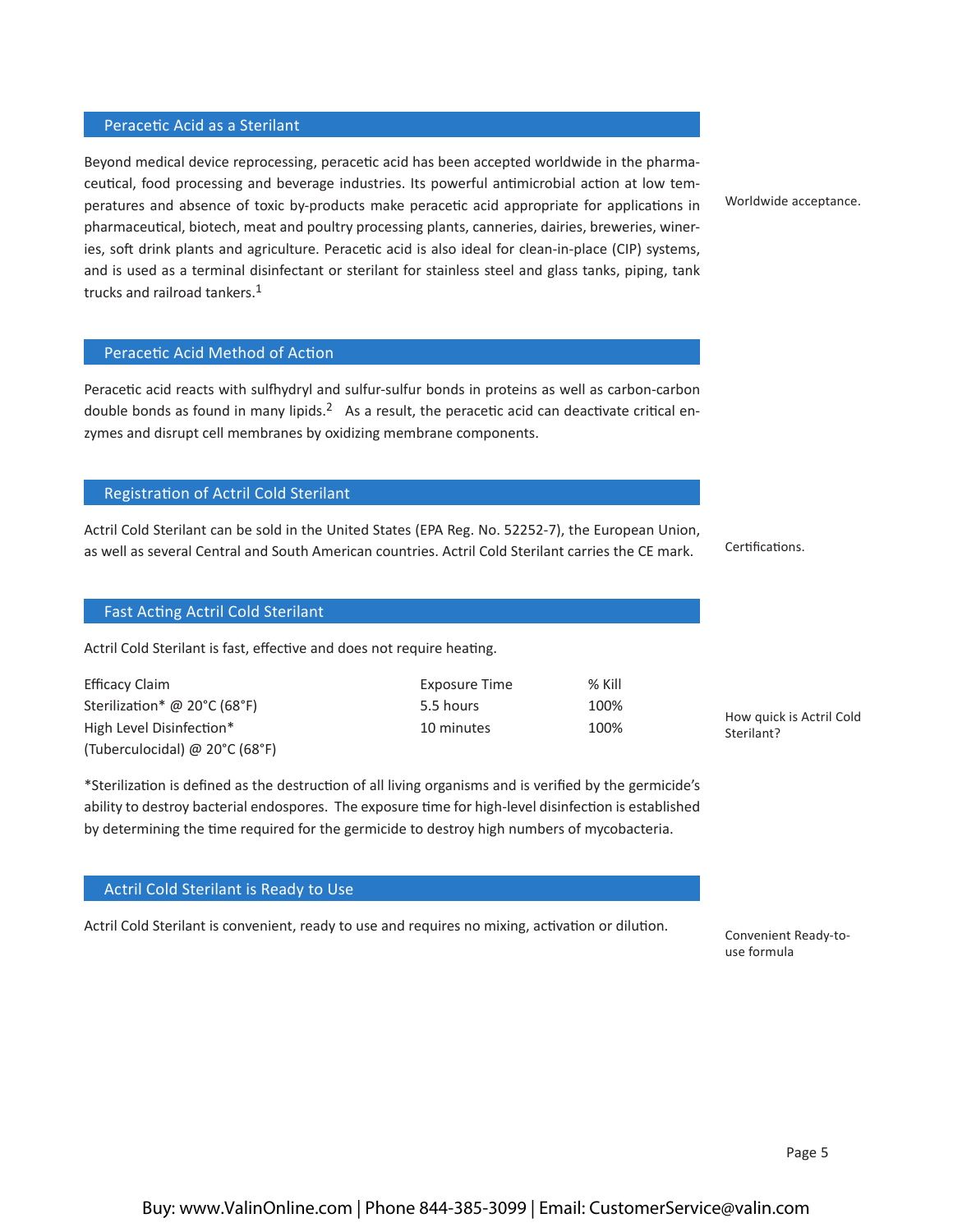## Peracetic Acid as a Sterilant

Beyond medical device reprocessing, peracetic acid has been accepted worldwide in the pharmaceutical, food processing and beverage industries. Its powerful antimicrobial action at low temperatures and absence of toxic by-products make peracetic acid appropriate for applications in pharmaceutical, biotech, meat and poultry processing plants, canneries, dairies, breweries, wineries, soft drink plants and agriculture. Peracetic acid is also ideal for clean-in-place (CIP) systems, and is used as a terminal disinfectant or sterilant for stainless steel and glass tanks, piping, tank trucks and railroad tankers.[1]

Worldwide acceptance.

## Peracetic Acid Method of Action

Peracetic acid reacts with sulfhydryl and sulfur-sulfur bonds in proteins as well as carbon-carbon double bonds as found in many lipids.[2] As a result, the peracetic acid can deactivate critical enzymes and disrupt cell membranes by oxidizing membrane components.

## Registration of Actril Cold Sterilant

Actril Cold Sterilant can be sold in the United States (EPA Reg. No. 52252-7), the European Union, as well as several Central and South American countries. Actril Cold Sterilant carries the CE mark.

Certifications.

## Fast Acting Actril Cold Sterilant

Actril Cold Sterilant is fast, effective and does not require heating.

| Efficacy Claim | Exposure Time | % Kill |
|---|---|---|
| Sterilization* @ 20°C (68°F) | 5.5 hours | 100% |
| High Level Disinfection* (Tuberculocidal) @ 20°C (68°F) | 10 minutes | 100% |

*Sterilization is defined as the destruction of all living organisms and is verified by the germicide's ability to destroy bacterial endospores. The exposure time for high-level disinfection is established by determining the time required for the germicide to destroy high numbers of mycobacteria.

How quick is Actril Cold Sterilant?

## Actril Cold Sterilant is Ready to Use

Actril Cold Sterilant is convenient, ready to use and requires no mixing, activation or dilution.

Convenient Ready-to-use formula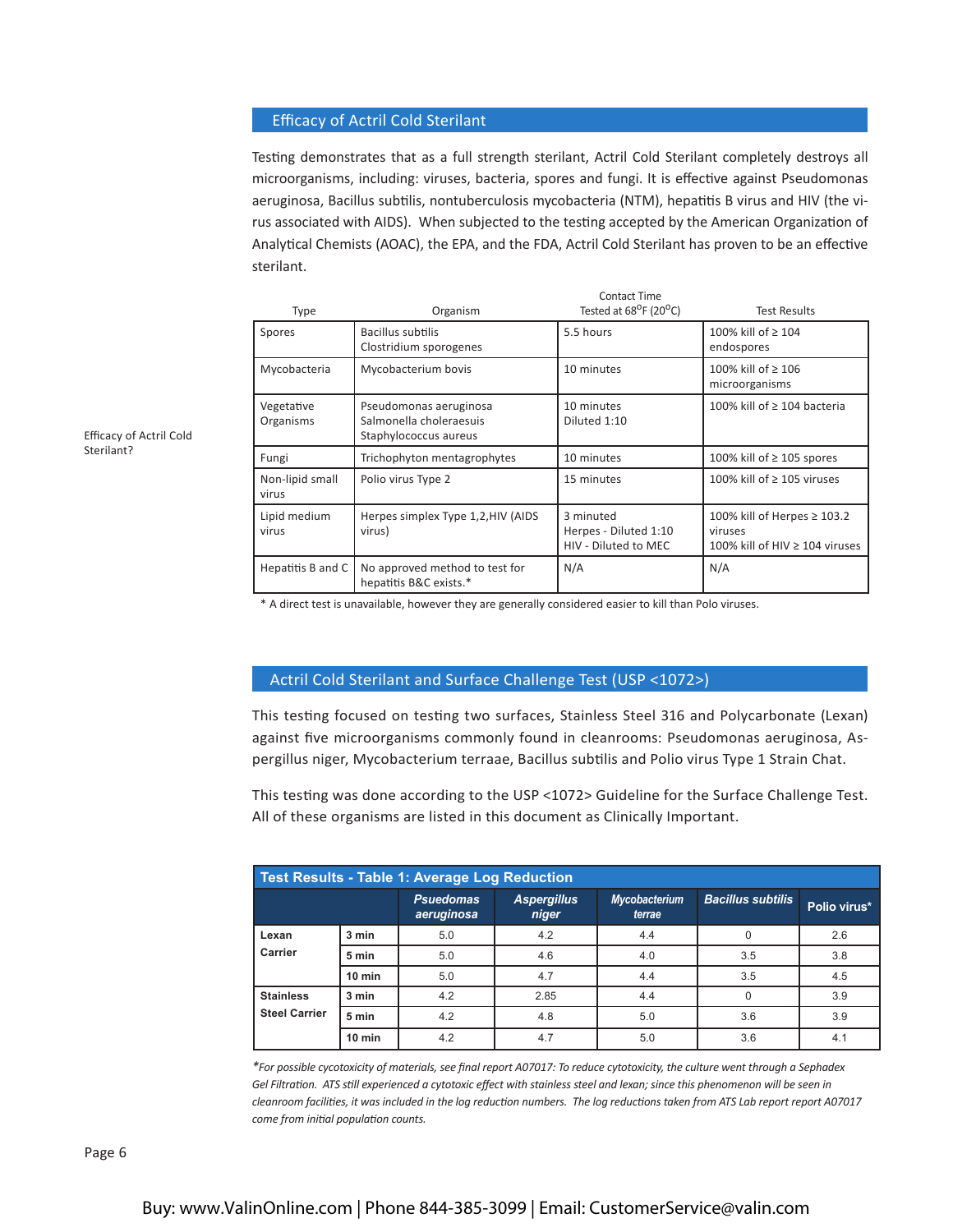## Efficacy of Actril Cold Sterilant

Testing demonstrates that as a full strength sterilant, Actril Cold Sterilant completely destroys all microorganisms, including: viruses, bacteria, spores and fungi. It is effective against Pseudomonas aeruginosa, Bacillus subtilis, nontuberculosis mycobacteria (NTM), hepatitis B virus and HIV (the virus associated with AIDS). When subjected to the testing accepted by the American Organization of Analytical Chemists (AOAC), the EPA, and the FDA, Actril Cold Sterilant has proven to be an effective sterilant.

Efficacy of Actril Cold Sterilant?

| Type | Organism | Contact Time Tested at 68°F (20°C) | Test Results |
|---|---|---|---|
| Spores | Bacillus subtilis<br>Clostridium sporogenes | 5.5 hours | 100% kill of ≥ 104 endospores |
| Mycobacteria | Mycobacterium bovis | 10 minutes | 100% kill of ≥ 106 microorganisms |
| Vegetative Organisms | Pseudomonas aeruginosa<br>Salmonella choleraesuis<br>Staphylococcus aureus | 10 minutes<br>Diluted 1:10 | 100% kill of ≥ 104 bacteria |
| Fungi | Trichophyton mentagrophytes | 10 minutes | 100% kill of ≥ 105 spores |
| Non-lipid small virus | Polio virus Type 2 | 15 minutes | 100% kill of ≥ 105 viruses |
| Lipid medium virus | Herpes simplex Type 1,2,HIV (AIDS virus) | 3 minuted<br>Herpes - Diluted 1:10<br>HIV - Diluted to MEC | 100% kill of Herpes ≥ 103.2 viruses<br>100% kill of HIV ≥ 104 viruses |
| Hepatitis B and C | No approved method to test for hepatitis B&C exists.* | N/A | N/A |

* A direct test is unavailable, however they are generally considered easier to kill than Polo viruses.

## Actril Cold Sterilant and Surface Challenge Test (USP <1072>)

This testing focused on testing two surfaces, Stainless Steel 316 and Polycarbonate (Lexan) against five microorganisms commonly found in cleanrooms: Pseudomonas aeruginosa, Aspergillus niger, Mycobacterium terraae, Bacillus subtilis and Polio virus Type 1 Strain Chat.

This testing was done according to the USP <1072> Guideline for the Surface Challenge Test. All of these organisms are listed in this document as Clinically Important.

**Test Results - Table 1: Average Log Reduction**

| | | *Psuedomas aeruginosa* | *Aspergillus niger* | *Mycobacterium terrae* | *Bacillus subtilis* | Polio virus* |
|---|---|---|---|---|---|---|
| **Lexan Carrier** | **3 min** | 5.0 | 4.2 | 4.4 | 0 | 2.6 |
| | **5 min** | 5.0 | 4.6 | 4.0 | 3.5 | 3.8 |
| | **10 min** | 5.0 | 4.7 | 4.4 | 3.5 | 4.5 |
| **Stainless Steel Carrier** | **3 min** | 4.2 | 2.85 | 4.4 | 0 | 3.9 |
| | **5 min** | 4.2 | 4.8 | 5.0 | 3.6 | 3.9 |
| | **10 min** | 4.2 | 4.7 | 5.0 | 3.6 | 4.1 |

*\*For possible cycotoxicity of materials, see final report A07017: To reduce cytotoxicity, the culture went through a Sephadex Gel Filtration. ATS still experienced a cytotoxic effect with stainless steel and lexan; since this phenomenon will be seen in cleanroom facilities, it was included in the log reduction numbers. The log reductions taken from ATS Lab report report A07017 come from initial population counts.*

Buy: www.ValinOnline.com | Phone 844-385-3099 | Email: CustomerService@valin.com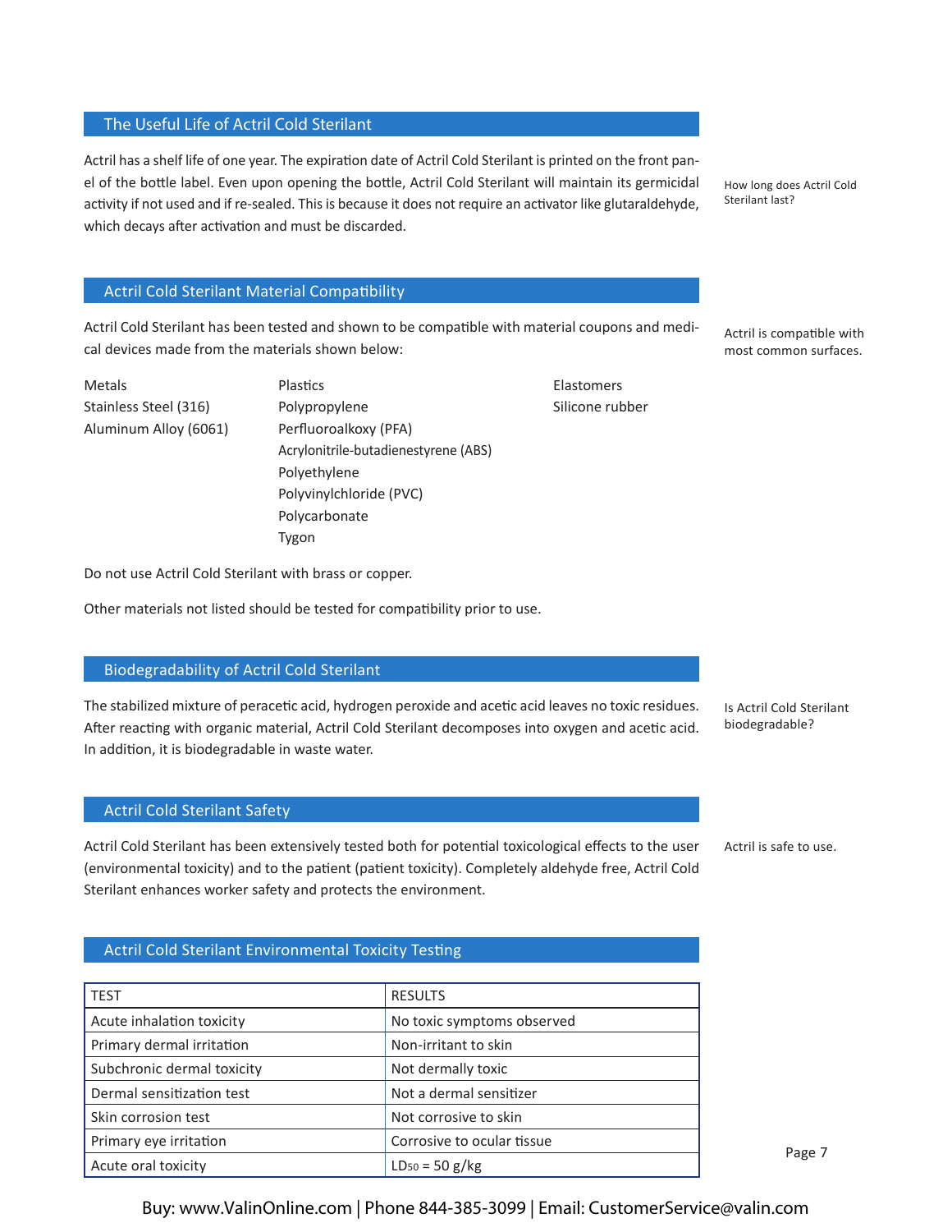## The Useful Life of Actril Cold Sterilant

Actril has a shelf life of one year. The expiration date of Actril Cold Sterilant is printed on the front panel of the bottle label. Even upon opening the bottle, Actril Cold Sterilant will maintain its germicidal activity if not used and if re-sealed. This is because it does not require an activator like glutaraldehyde, which decays after activation and must be discarded.

How long does Actril Cold Sterilant last?

## Actril Cold Sterilant Material Compatibility

Actril Cold Sterilant has been tested and shown to be compatible with material coupons and medical devices made from the materials shown below:

Actril is compatible with most common surfaces.

| Metals | Plastics | Elastomers |
|---|---|---|
| Stainless Steel (316) | Polypropylene | Silicone rubber |
| Aluminum Alloy (6061) | Perfluoroalkoxy (PFA) | |
| | Acrylonitrile-butadienestyrene (ABS) | |
| | Polyethylene | |
| | Polyvinylchloride (PVC) | |
| | Polycarbonate | |
| | Tygon | |

Do not use Actril Cold Sterilant with brass or copper.

Other materials not listed should be tested for compatibility prior to use.

## Biodegradability of Actril Cold Sterilant

The stabilized mixture of peracetic acid, hydrogen peroxide and acetic acid leaves no toxic residues. After reacting with organic material, Actril Cold Sterilant decomposes into oxygen and acetic acid. In addition, it is biodegradable in waste water.

Is Actril Cold Sterilant biodegradable?

## Actril Cold Sterilant Safety

Actril Cold Sterilant has been extensively tested both for potential toxicological effects to the user (environmental toxicity) and to the patient (patient toxicity). Completely aldehyde free, Actril Cold Sterilant enhances worker safety and protects the environment.

Actril is safe to use.

## Actril Cold Sterilant Environmental Toxicity Testing

| TEST | RESULTS |
|---|---|
| Acute inhalation toxicity | No toxic symptoms observed |
| Primary dermal irritation | Non-irritant to skin |
| Subchronic dermal toxicity | Not dermally toxic |
| Dermal sensitization test | Not a dermal sensitizer |
| Skin corrosion test | Not corrosive to skin |
| Primary eye irritation | Corrosive to ocular tissue |
| Acute oral toxicity | $LD_{50}$ = 50 g/kg |

Buy: www.ValinOnline.com | Phone 844-385-3099 | Email: CustomerService@valin.com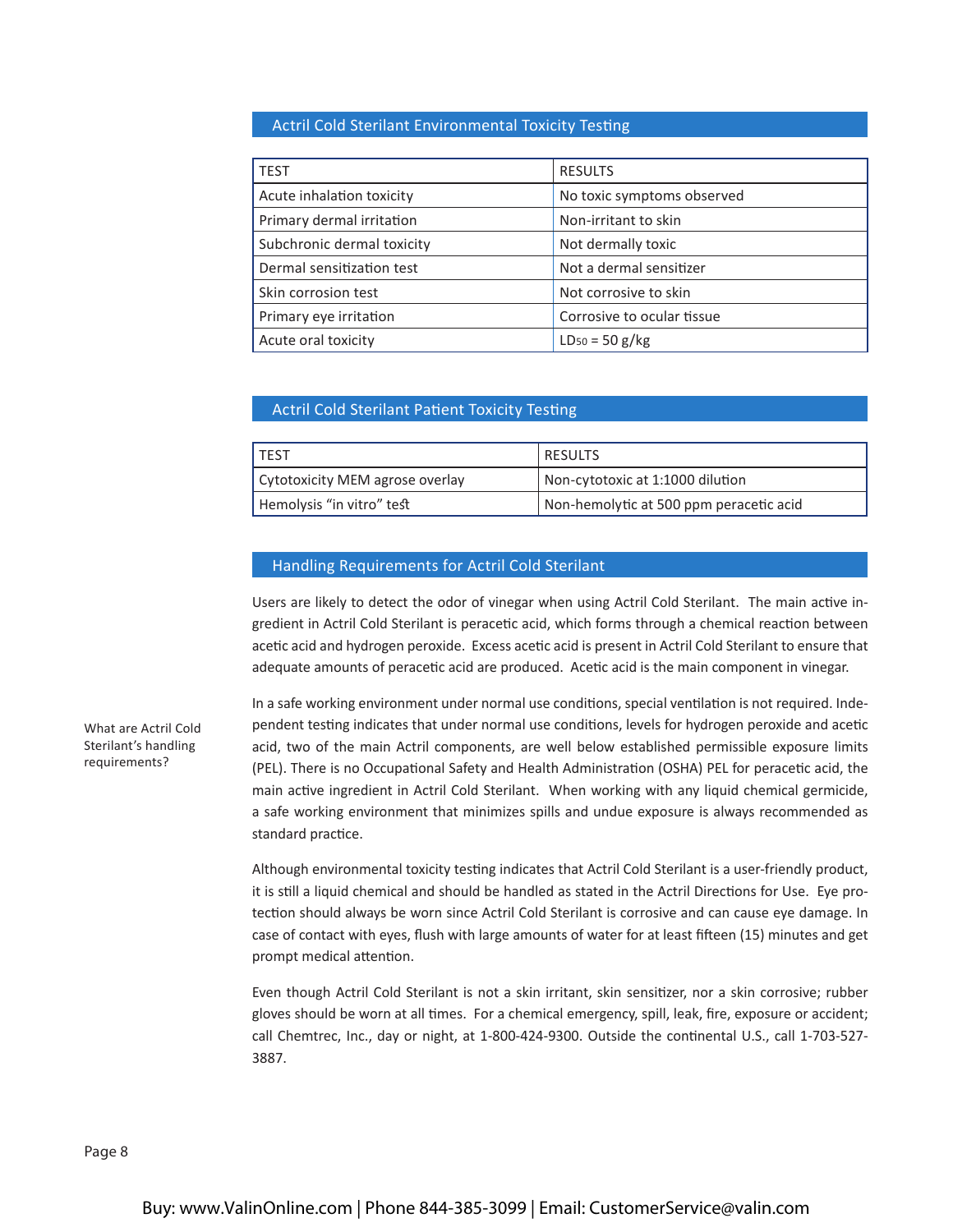## Actril Cold Sterilant Environmental Toxicity Testing

| TEST | RESULTS |
|---|---|
| Acute inhalation toxicity | No toxic symptoms observed |
| Primary dermal irritation | Non-irritant to skin |
| Subchronic dermal toxicity | Not dermally toxic |
| Dermal sensitization test | Not a dermal sensitizer |
| Skin corrosion test | Not corrosive to skin |
| Primary eye irritation | Corrosive to ocular tissue |
| Acute oral toxicity | $LD_{50}$ = 50 g/kg |

## Actril Cold Sterilant Patient Toxicity Testing

| TEST | RESULTS |
|---|---|
| Cytotoxicity MEM agrose overlay | Non-cytotoxic at 1:1000 dilution |
| Hemolysis "in vitro" test | Non-hemolytic at 500 ppm peracetic acid |

## Handling Requirements for Actril Cold Sterilant

Users are likely to detect the odor of vinegar when using Actril Cold Sterilant. The main active ingredient in Actril Cold Sterilant is peracetic acid, which forms through a chemical reaction between acetic acid and hydrogen peroxide. Excess acetic acid is present in Actril Cold Sterilant to ensure that adequate amounts of peracetic acid are produced. Acetic acid is the main component in vinegar.

What are Actril Cold Sterilant's handling requirements?

In a safe working environment under normal use conditions, special ventilation is not required. Independent testing indicates that under normal use conditions, levels for hydrogen peroxide and acetic acid, two of the main Actril components, are well below established permissible exposure limits (PEL). There is no Occupational Safety and Health Administration (OSHA) PEL for peracetic acid, the main active ingredient in Actril Cold Sterilant. When working with any liquid chemical germicide, a safe working environment that minimizes spills and undue exposure is always recommended as standard practice.

Although environmental toxicity testing indicates that Actril Cold Sterilant is a user-friendly product, it is still a liquid chemical and should be handled as stated in the Actril Directions for Use. Eye protection should always be worn since Actril Cold Sterilant is corrosive and can cause eye damage. In case of contact with eyes, flush with large amounts of water for at least fifteen (15) minutes and get prompt medical attention.

Even though Actril Cold Sterilant is not a skin irritant, skin sensitizer, nor a skin corrosive; rubber gloves should be worn at all times. For a chemical emergency, spill, leak, fire, exposure or accident; call Chemtrec, Inc., day or night, at 1-800-424-9300. Outside the continental U.S., call 1-703-527-3887.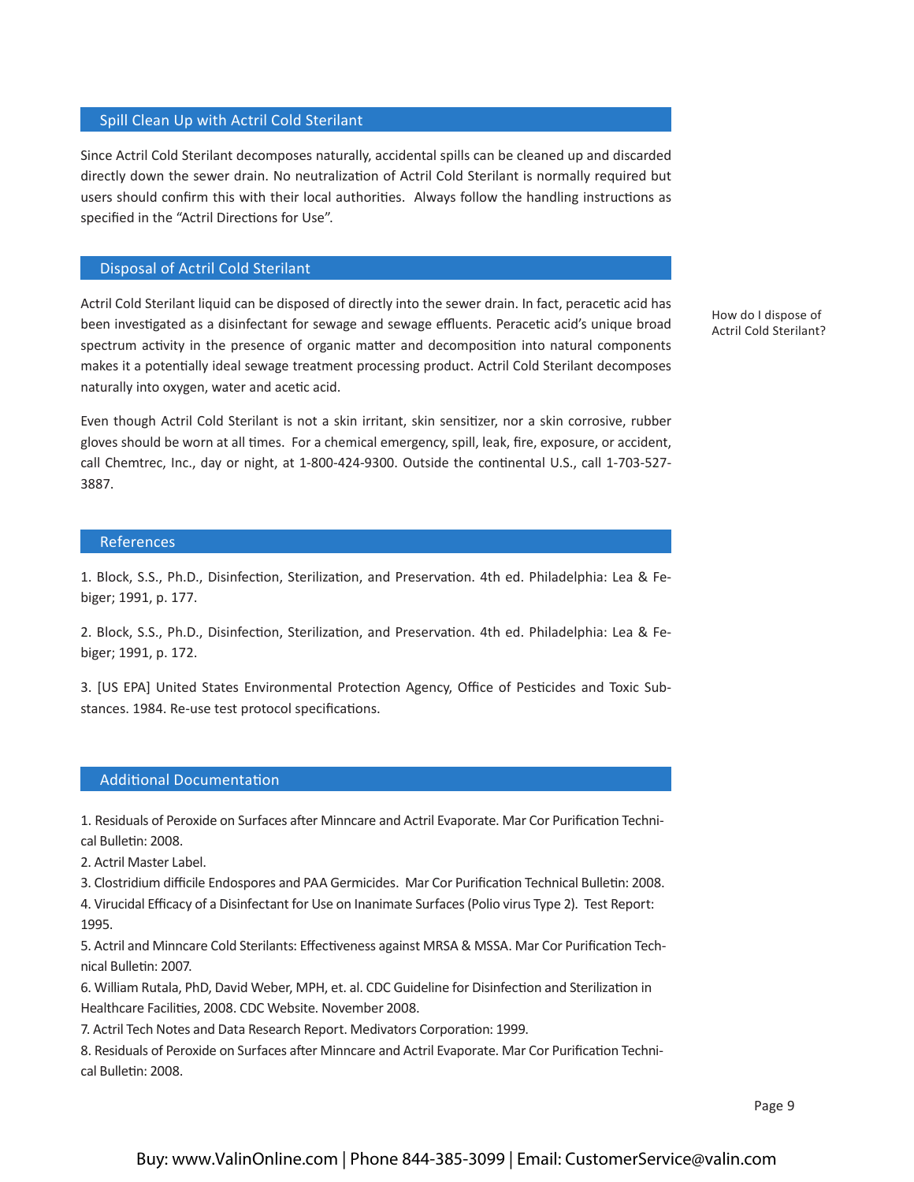## Spill Clean Up with Actril Cold Sterilant

Since Actril Cold Sterilant decomposes naturally, accidental spills can be cleaned up and discarded directly down the sewer drain. No neutralization of Actril Cold Sterilant is normally required but users should confirm this with their local authorities. Always follow the handling instructions as specified in the "Actril Directions for Use".

## Disposal of Actril Cold Sterilant

How do I dispose of Actril Cold Sterilant?

Actril Cold Sterilant liquid can be disposed of directly into the sewer drain. In fact, peracetic acid has been investigated as a disinfectant for sewage and sewage effluents. Peracetic acid's unique broad spectrum activity in the presence of organic matter and decomposition into natural components makes it a potentially ideal sewage treatment processing product. Actril Cold Sterilant decomposes naturally into oxygen, water and acetic acid.

Even though Actril Cold Sterilant is not a skin irritant, skin sensitizer, nor a skin corrosive, rubber gloves should be worn at all times. For a chemical emergency, spill, leak, fire, exposure, or accident, call Chemtrec, Inc., day or night, at 1-800-424-9300. Outside the continental U.S., call 1-703-527-3887.

## References

1. Block, S.S., Ph.D., Disinfection, Sterilization, and Preservation. 4th ed. Philadelphia: Lea & Febiger; 1991, p. 177.

2. Block, S.S., Ph.D., Disinfection, Sterilization, and Preservation. 4th ed. Philadelphia: Lea & Febiger; 1991, p. 172.

3. [US EPA] United States Environmental Protection Agency, Office of Pesticides and Toxic Substances. 1984. Re-use test protocol specifications.

## Additional Documentation

1. Residuals of Peroxide on Surfaces after Minncare and Actril Evaporate. Mar Cor Purification Technical Bulletin: 2008.
2. Actril Master Label.
3. Clostridium difficile Endospores and PAA Germicides. Mar Cor Purification Technical Bulletin: 2008.
4. Virucidal Efficacy of a Disinfectant for Use on Inanimate Surfaces (Polio virus Type 2). Test Report: 1995.
5. Actril and Minncare Cold Sterilants: Effectiveness against MRSA & MSSA. Mar Cor Purification Technical Bulletin: 2007.
6. William Rutala, PhD, David Weber, MPH, et. al. CDC Guideline for Disinfection and Sterilization in Healthcare Facilities, 2008. CDC Website. November 2008.
7. Actril Tech Notes and Data Research Report. Medivators Corporation: 1999.
8. Residuals of Peroxide on Surfaces after Minncare and Actril Evaporate. Mar Cor Purification Technical Bulletin: 2008.

Buy: www.ValinOnline.com | Phone 844-385-3099 | Email: CustomerService@valin.com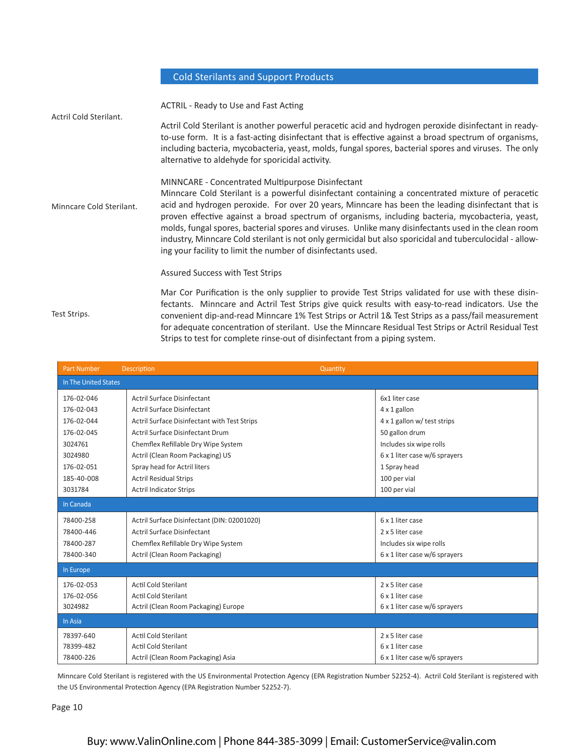## Cold Sterilants and Support Products

Actril Cold Sterilant.

ACTRIL - Ready to Use and Fast Acting

Actril Cold Sterilant is another powerful peracetic acid and hydrogen peroxide disinfectant in ready-to-use form. It is a fast-acting disinfectant that is effective against a broad spectrum of organisms, including bacteria, mycobacteria, yeast, molds, fungal spores, bacterial spores and viruses. The only alternative to aldehyde for sporicidal activity.

Minncare Cold Sterilant.

MINNCARE - Concentrated Multipurpose Disinfectant

Minncare Cold Sterilant is a powerful disinfectant containing a concentrated mixture of peracetic acid and hydrogen peroxide. For over 20 years, Minncare has been the leading disinfectant that is proven effective against a broad spectrum of organisms, including bacteria, mycobacteria, yeast, molds, fungal spores, bacterial spores and viruses. Unlike many disinfectants used in the clean room industry, Minncare Cold sterilant is not only germicidal but also sporicidal and tuberculocidal - allowing your facility to limit the number of disinfectants used.

Test Strips.

Assured Success with Test Strips

Mar Cor Purification is the only supplier to provide Test Strips validated for use with these disinfectants. Minncare and Actril Test Strips give quick results with easy-to-read indicators. Use the convenient dip-and-read Minncare 1% Test Strips or Actril 1& Test Strips as a pass/fail measurement for adequate concentration of sterilant. Use the Minncare Residual Test Strips or Actril Residual Test Strips to test for complete rinse-out of disinfectant from a piping system.

| Part Number | Description | Quantity |
|---|---|---|
| **In The United States** | | |
| 176-02-046 | Actril Surface Disinfectant | 6x1 liter case |
| 176-02-043 | Actril Surface Disinfectant | 4 x 1 gallon |
| 176-02-044 | Actril Surface Disinfectant with Test Strips | 4 x 1 gallon w/ test strips |
| 176-02-045 | Actril Surface Disinfectant Drum | 50 gallon drum |
| 3024761 | Chemflex Refillable Dry Wipe System | Includes six wipe rolls |
| 3024980 | Actril (Clean Room Packaging) US | 6 x 1 liter case w/6 sprayers |
| 176-02-051 | Spray head for Actril liters | 1 Spray head |
| 185-40-008 | Actril Residual Strips | 100 per vial |
| 3031784 | Actril Indicator Strips | 100 per vial |
| **In Canada** | | |
| 78400-258 | Actril Surface Disinfectant (DIN: 02001020) | 6 x 1 liter case |
| 78400-446 | Actril Surface Disinfectant | 2 x 5 liter case |
| 78400-287 | Chemflex Refillable Dry Wipe System | Includes six wipe rolls |
| 78400-340 | Actril (Clean Room Packaging) | 6 x 1 liter case w/6 sprayers |
| **In Europe** | | |
| 176-02-053 | Actil Cold Sterilant | 2 x 5 liter case |
| 176-02-056 | Actil Cold Sterilant | 6 x 1 liter case |
| 3024982 | Actril (Clean Room Packaging) Europe | 6 x 1 liter case w/6 sprayers |
| **In Asia** | | |
| 78397-640 | Actil Cold Sterilant | 2 x 5 liter case |
| 78399-482 | Actil Cold Sterilant | 6 x 1 liter case |
| 78400-226 | Actril (Clean Room Packaging) Asia | 6 x 1 liter case w/6 sprayers |

Minncare Cold Sterilant is registered with the US Environmental Protection Agency (EPA Registration Number 52252-4). Actril Cold Sterilant is registered with the US Environmental Protection Agency (EPA Registration Number 52252-7).

Buy: www.ValinOnline.com | Phone 844-385-3099 | Email: CustomerService@valin.com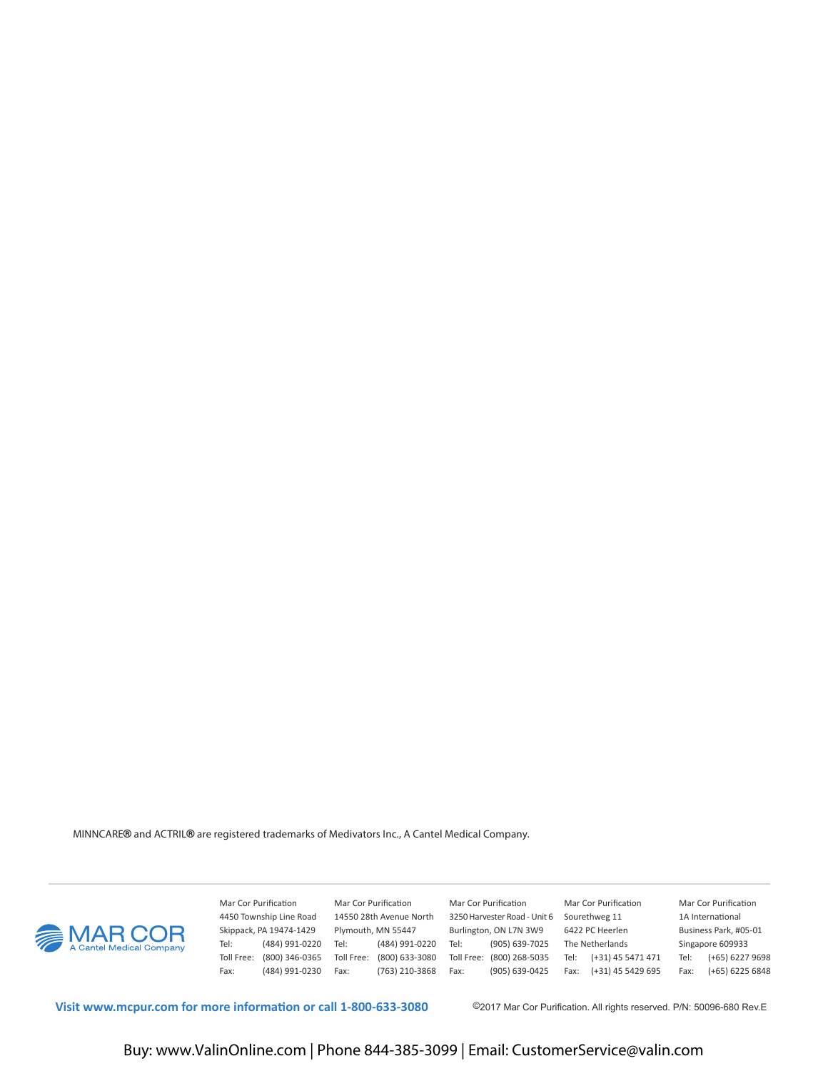MINNCARE® and ACTRIL® are registered trademarks of Medivators Inc., A Cantel Medical Company.

MAR COR
A Cantel Medical Company

Mar Cor Purification
4450 Township Line Road
Skippack, PA 19474-1429
Tel: (484) 991-0220
Toll Free: (800) 346-0365
Fax: (484) 991-0230

Mar Cor Purification
14550 28th Avenue North
Plymouth, MN 55447
Tel: (484) 991-0220
Toll Free: (800) 633-3080
Fax: (763) 210-3868

Mar Cor Purification
3250 Harvester Road - Unit 6
Burlington, ON L7N 3W9
Tel: (905) 639-7025
Toll Free: (800) 268-5035
Fax: (905) 639-0425

Mar Cor Purification
Sourethweg 11
6422 PC Heerlen
The Netherlands
Tel: (+31) 45 5471 471
Fax: (+31) 45 5429 695

Mar Cor Purification
1A International
Business Park, #05-01
Singapore 609933
Tel: (+65) 6227 9698
Fax: (+65) 6225 6848

**Visit www.mcpur.com for more information or call 1-800-633-3080**

©2017 Mar Cor Purification. All rights reserved. P/N: 50096-680 Rev.E

Buy: www.ValinOnline.com | Phone 844-385-3099 | Email: CustomerService@valin.com